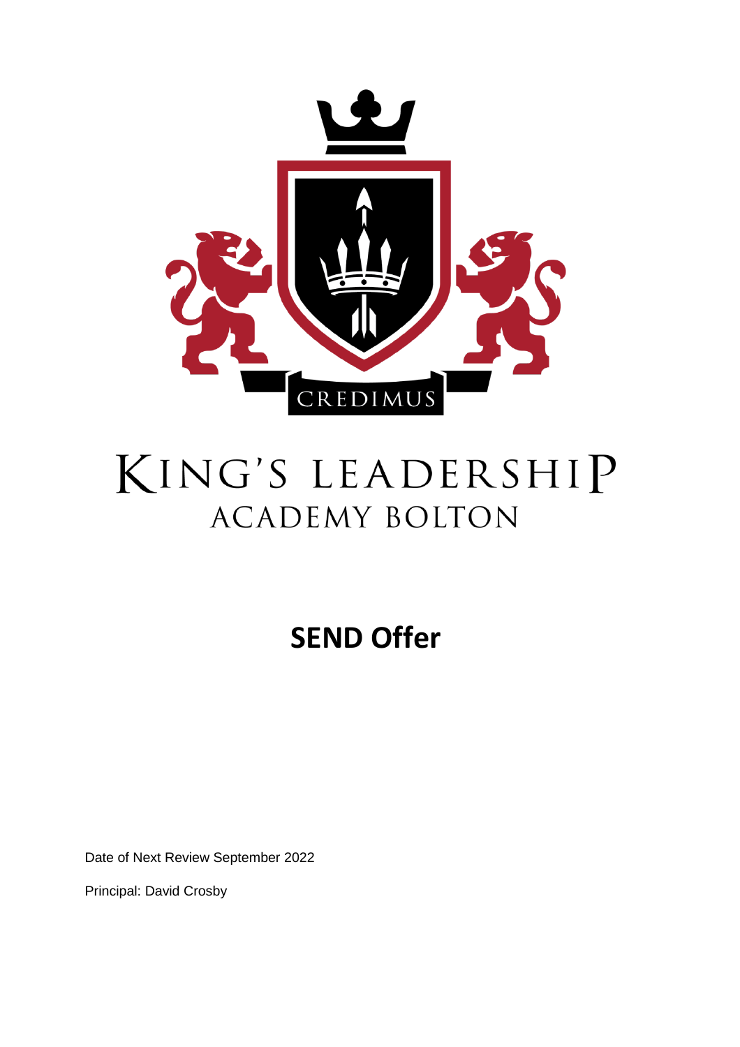CREDIMUS

# KING'S LEADERSHIP ACADEMY BOLTON

# SEND Offer

Date of Next Review September 2022

Principal: David Crosby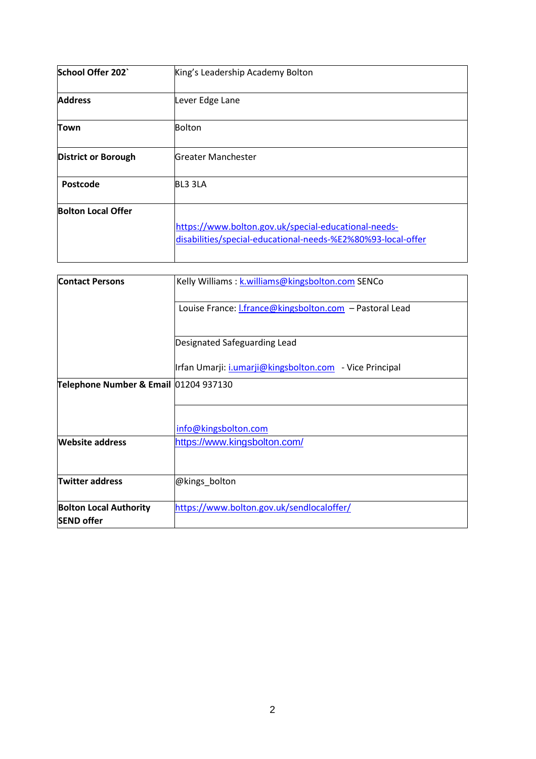| School Offer 202` | King's Leadership Academy Bolton |
|---|---|
| **Address** | Lever Edge Lane |
| **Town** | Bolton |
| **District or Borough** | Greater Manchester |
| **Postcode** | BL3 3LA |
| **Bolton Local Offer** | https://www.bolton.gov.uk/special-educational-needs-disabilities/special-educational-needs-%E2%80%93-local-offer |

| Contact Persons | Kelly Williams : k.williams@kingsbolton.com SENCo |
|---|---|
| | Louise France: l.france@kingsbolton.com – Pastoral Lead |
| | Designated Safeguarding Lead<br><br>Irfan Umarji: i.umarji@kingsbolton.com - Vice Principal |
| **Telephone Number & Email** | 01204 937130 |
| | info@kingsbolton.com |
| **Website address** | https://www.kingsbolton.com/ |
| **Twitter address** | @kings_bolton |
| **Bolton Local Authority SEND offer** | https://www.bolton.gov.uk/sendlocaloffer/ |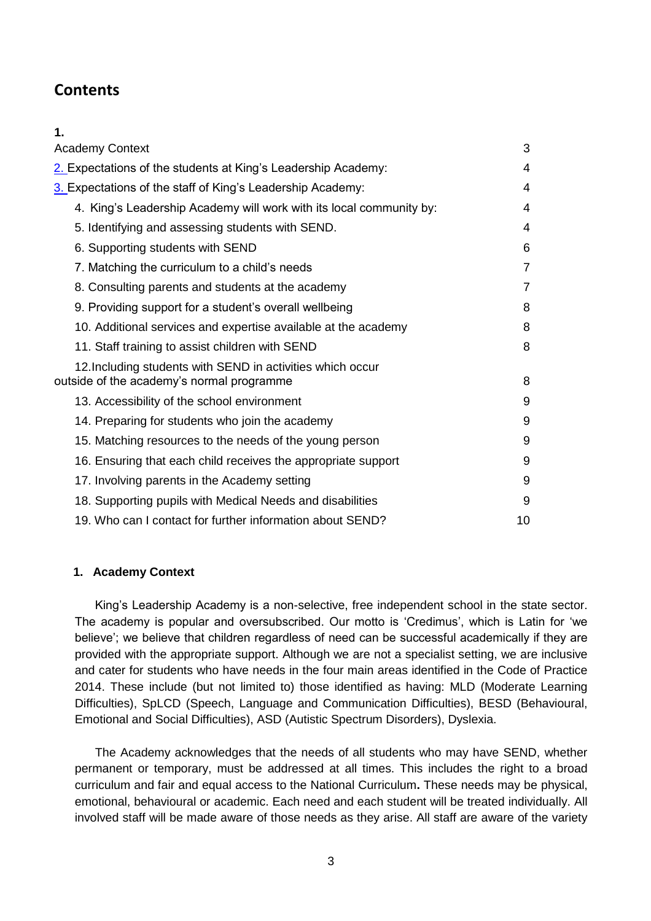## Contents

| | |
|---|---|
| 1. Academy Context | 3 |
| 2. Expectations of the students at King's Leadership Academy: | 4 |
| 3. Expectations of the staff of King's Leadership Academy: | 4 |
| 4. King's Leadership Academy will work with its local community by: | 4 |
| 5. Identifying and assessing students with SEND. | 4 |
| 6. Supporting students with SEND | 6 |
| 7. Matching the curriculum to a child's needs | 7 |
| 8. Consulting parents and students at the academy | 7 |
| 9. Providing support for a student's overall wellbeing | 8 |
| 10. Additional services and expertise available at the academy | 8 |
| 11. Staff training to assist children with SEND | 8 |
| 12. Including students with SEND in activities which occur outside of the academy's normal programme | 8 |
| 13. Accessibility of the school environment | 9 |
| 14. Preparing for students who join the academy | 9 |
| 15. Matching resources to the needs of the young person | 9 |
| 16. Ensuring that each child receives the appropriate support | 9 |
| 17. Involving parents in the Academy setting | 9 |
| 18. Supporting pupils with Medical Needs and disabilities | 9 |
| 19. Who can I contact for further information about SEND? | 10 |

### 1. Academy Context

King's Leadership Academy is a non-selective, free independent school in the state sector. The academy is popular and oversubscribed. Our motto is 'Credimus', which is Latin for 'we believe'; we believe that children regardless of need can be successful academically if they are provided with the appropriate support. Although we are not a specialist setting, we are inclusive and cater for students who have needs in the four main areas identified in the Code of Practice 2014. These include (but not limited to) those identified as having: MLD (Moderate Learning Difficulties), SpLCD (Speech, Language and Communication Difficulties), BESD (Behavioural, Emotional and Social Difficulties), ASD (Autistic Spectrum Disorders), Dyslexia.

The Academy acknowledges that the needs of all students who may have SEND, whether permanent or temporary, must be addressed at all times. This includes the right to a broad curriculum and fair and equal access to the National Curriculum**.** These needs may be physical, emotional, behavioural or academic. Each need and each student will be treated individually. All involved staff will be made aware of those needs as they arise. All staff are aware of the variety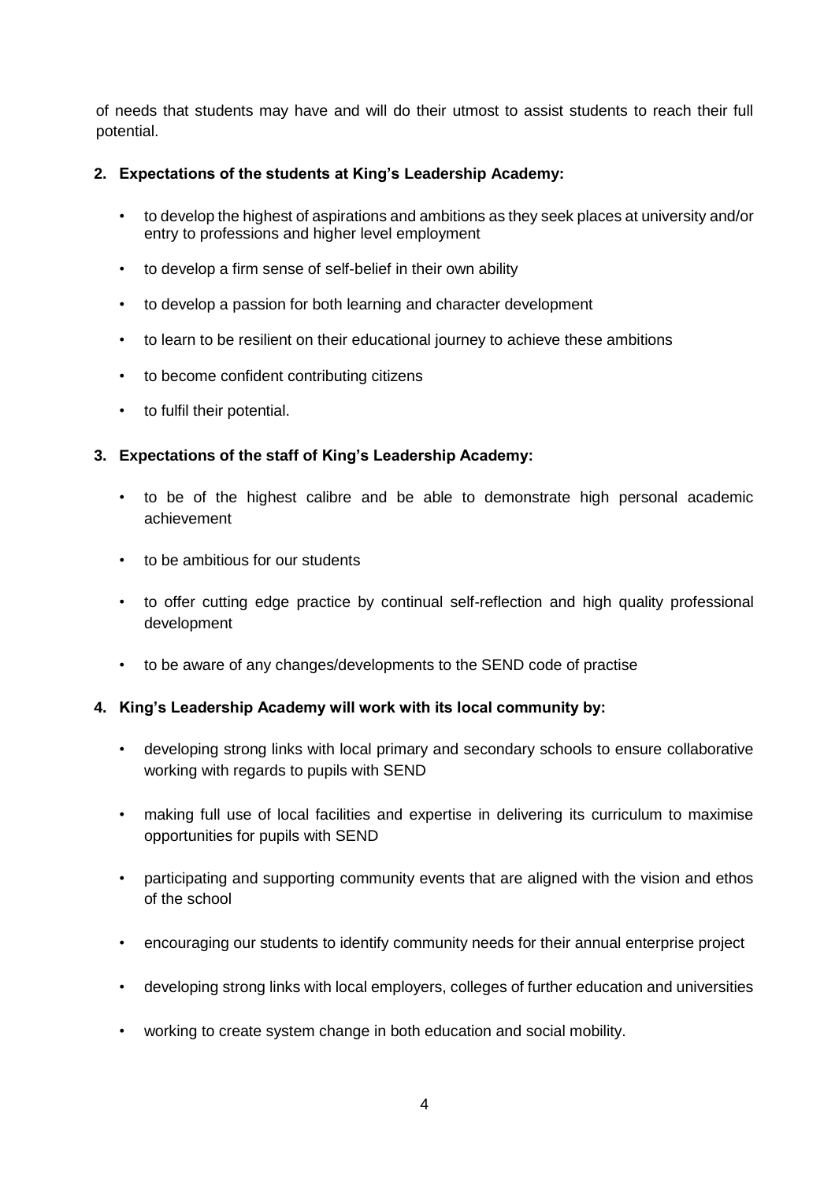of needs that students may have and will do their utmost to assist students to reach their full potential.

2. **Expectations of the students at King's Leadership Academy:**

   - to develop the highest of aspirations and ambitions as they seek places at university and/or entry to professions and higher level employment
   - to develop a firm sense of self-belief in their own ability
   - to develop a passion for both learning and character development
   - to learn to be resilient on their educational journey to achieve these ambitions
   - to become confident contributing citizens
   - to fulfil their potential.

3. **Expectations of the staff of King's Leadership Academy:**

   - to be of the highest calibre and be able to demonstrate high personal academic achievement
   - to be ambitious for our students
   - to offer cutting edge practice by continual self-reflection and high quality professional development
   - to be aware of any changes/developments to the SEND code of practise

4. **King's Leadership Academy will work with its local community by:**

   - developing strong links with local primary and secondary schools to ensure collaborative working with regards to pupils with SEND
   - making full use of local facilities and expertise in delivering its curriculum to maximise opportunities for pupils with SEND
   - participating and supporting community events that are aligned with the vision and ethos of the school
   - encouraging our students to identify community needs for their annual enterprise project
   - developing strong links with local employers, colleges of further education and universities
   - working to create system change in both education and social mobility.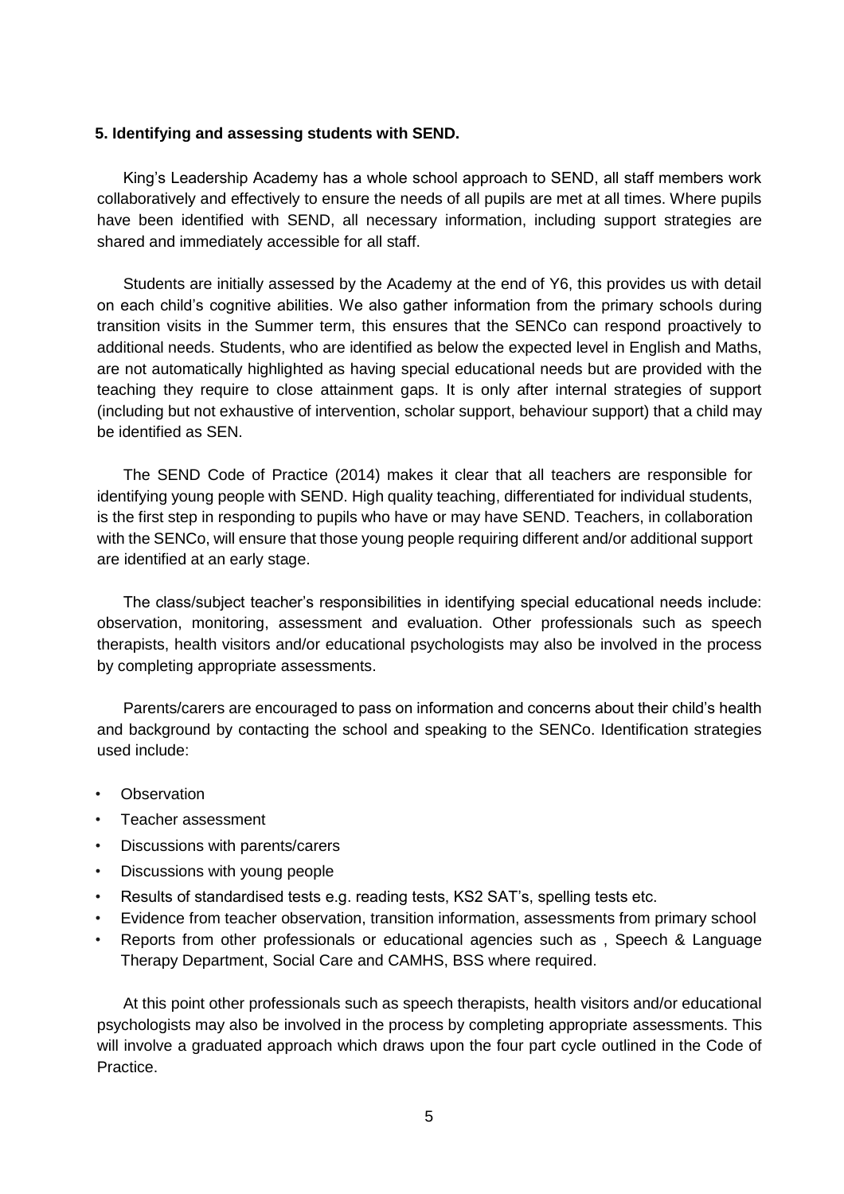## 5. Identifying and assessing students with SEND.

King's Leadership Academy has a whole school approach to SEND, all staff members work collaboratively and effectively to ensure the needs of all pupils are met at all times. Where pupils have been identified with SEND, all necessary information, including support strategies are shared and immediately accessible for all staff.

Students are initially assessed by the Academy at the end of Y6, this provides us with detail on each child's cognitive abilities. We also gather information from the primary schools during transition visits in the Summer term, this ensures that the SENCo can respond proactively to additional needs. Students, who are identified as below the expected level in English and Maths, are not automatically highlighted as having special educational needs but are provided with the teaching they require to close attainment gaps. It is only after internal strategies of support (including but not exhaustive of intervention, scholar support, behaviour support) that a child may be identified as SEN.

The SEND Code of Practice (2014) makes it clear that all teachers are responsible for identifying young people with SEND. High quality teaching, differentiated for individual students, is the first step in responding to pupils who have or may have SEND. Teachers, in collaboration with the SENCo, will ensure that those young people requiring different and/or additional support are identified at an early stage.

The class/subject teacher's responsibilities in identifying special educational needs include: observation, monitoring, assessment and evaluation. Other professionals such as speech therapists, health visitors and/or educational psychologists may also be involved in the process by completing appropriate assessments.

Parents/carers are encouraged to pass on information and concerns about their child's health and background by contacting the school and speaking to the SENCo. Identification strategies used include:

- Observation
- Teacher assessment
- Discussions with parents/carers
- Discussions with young people
- Results of standardised tests e.g. reading tests, KS2 SAT's, spelling tests etc.
- Evidence from teacher observation, transition information, assessments from primary school
- Reports from other professionals or educational agencies such as , Speech & Language Therapy Department, Social Care and CAMHS, BSS where required.

At this point other professionals such as speech therapists, health visitors and/or educational psychologists may also be involved in the process by completing appropriate assessments. This will involve a graduated approach which draws upon the four part cycle outlined in the Code of Practice.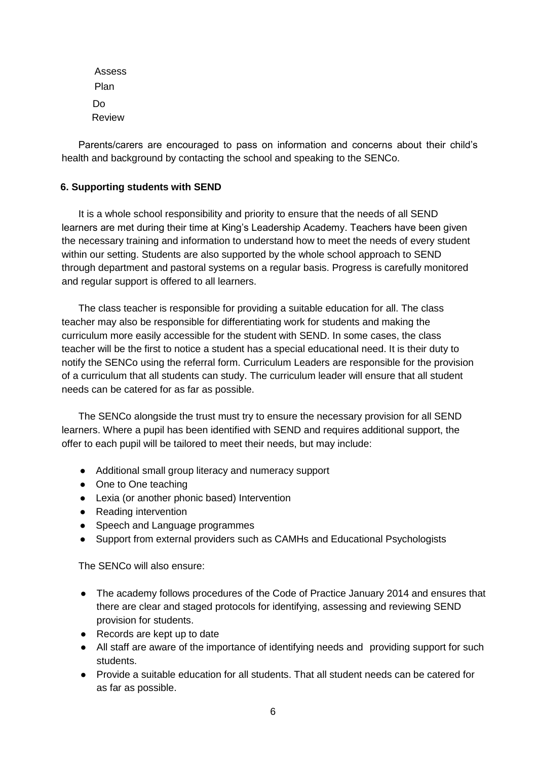Assess

Plan

Do

Review

Parents/carers are encouraged to pass on information and concerns about their child's health and background by contacting the school and speaking to the SENCo.

**6. Supporting students with SEND**

It is a whole school responsibility and priority to ensure that the needs of all SEND learners are met during their time at King's Leadership Academy. Teachers have been given the necessary training and information to understand how to meet the needs of every student within our setting. Students are also supported by the whole school approach to SEND through department and pastoral systems on a regular basis. Progress is carefully monitored and regular support is offered to all learners.

The class teacher is responsible for providing a suitable education for all. The class teacher may also be responsible for differentiating work for students and making the curriculum more easily accessible for the student with SEND. In some cases, the class teacher will be the first to notice a student has a special educational need. It is their duty to notify the SENCo using the referral form. Curriculum Leaders are responsible for the provision of a curriculum that all students can study. The curriculum leader will ensure that all student needs can be catered for as far as possible.

The SENCo alongside the trust must try to ensure the necessary provision for all SEND learners. Where a pupil has been identified with SEND and requires additional support, the offer to each pupil will be tailored to meet their needs, but may include:

- Additional small group literacy and numeracy support
- One to One teaching
- Lexia (or another phonic based) Intervention
- Reading intervention
- Speech and Language programmes
- Support from external providers such as CAMHs and Educational Psychologists

The SENCo will also ensure:

- The academy follows procedures of the Code of Practice January 2014 and ensures that there are clear and staged protocols for identifying, assessing and reviewing SEND provision for students.
- Records are kept up to date
- All staff are aware of the importance of identifying needs and providing support for such students.
- Provide a suitable education for all students. That all student needs can be catered for as far as possible.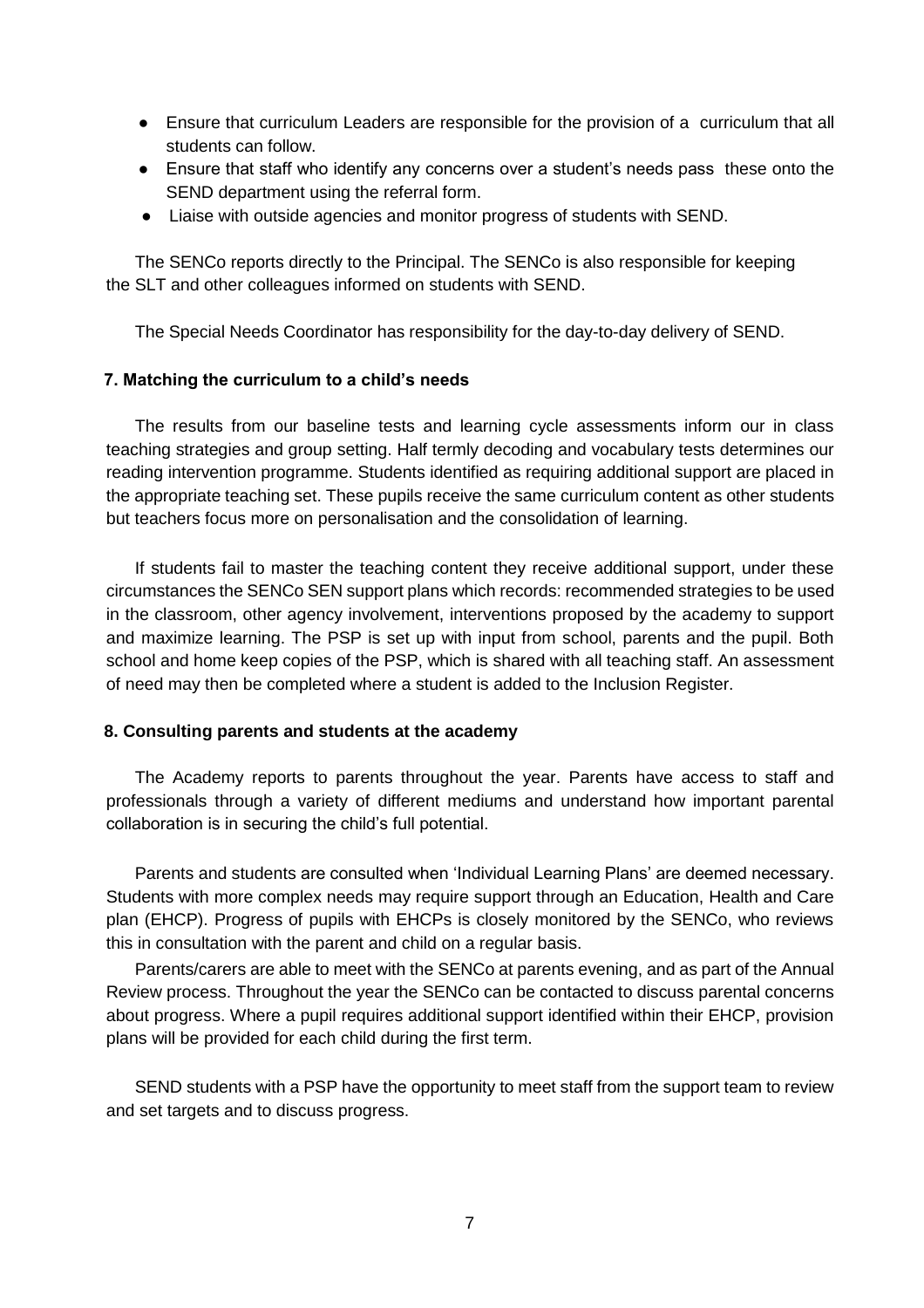- Ensure that curriculum Leaders are responsible for the provision of a curriculum that all students can follow.
- Ensure that staff who identify any concerns over a student's needs pass these onto the SEND department using the referral form.
- Liaise with outside agencies and monitor progress of students with SEND.

The SENCo reports directly to the Principal. The SENCo is also responsible for keeping the SLT and other colleagues informed on students with SEND.

The Special Needs Coordinator has responsibility for the day-to-day delivery of SEND.

#### 7. Matching the curriculum to a child's needs

The results from our baseline tests and learning cycle assessments inform our in class teaching strategies and group setting. Half termly decoding and vocabulary tests determines our reading intervention programme. Students identified as requiring additional support are placed in the appropriate teaching set. These pupils receive the same curriculum content as other students but teachers focus more on personalisation and the consolidation of learning.

If students fail to master the teaching content they receive additional support, under these circumstances the SENCo SEN support plans which records: recommended strategies to be used in the classroom, other agency involvement, interventions proposed by the academy to support and maximize learning. The PSP is set up with input from school, parents and the pupil. Both school and home keep copies of the PSP, which is shared with all teaching staff. An assessment of need may then be completed where a student is added to the Inclusion Register.

#### 8. Consulting parents and students at the academy

The Academy reports to parents throughout the year. Parents have access to staff and professionals through a variety of different mediums and understand how important parental collaboration is in securing the child's full potential.

Parents and students are consulted when 'Individual Learning Plans' are deemed necessary. Students with more complex needs may require support through an Education, Health and Care plan (EHCP). Progress of pupils with EHCPs is closely monitored by the SENCo, who reviews this in consultation with the parent and child on a regular basis.

Parents/carers are able to meet with the SENCo at parents evening, and as part of the Annual Review process. Throughout the year the SENCo can be contacted to discuss parental concerns about progress. Where a pupil requires additional support identified within their EHCP, provision plans will be provided for each child during the first term.

SEND students with a PSP have the opportunity to meet staff from the support team to review and set targets and to discuss progress.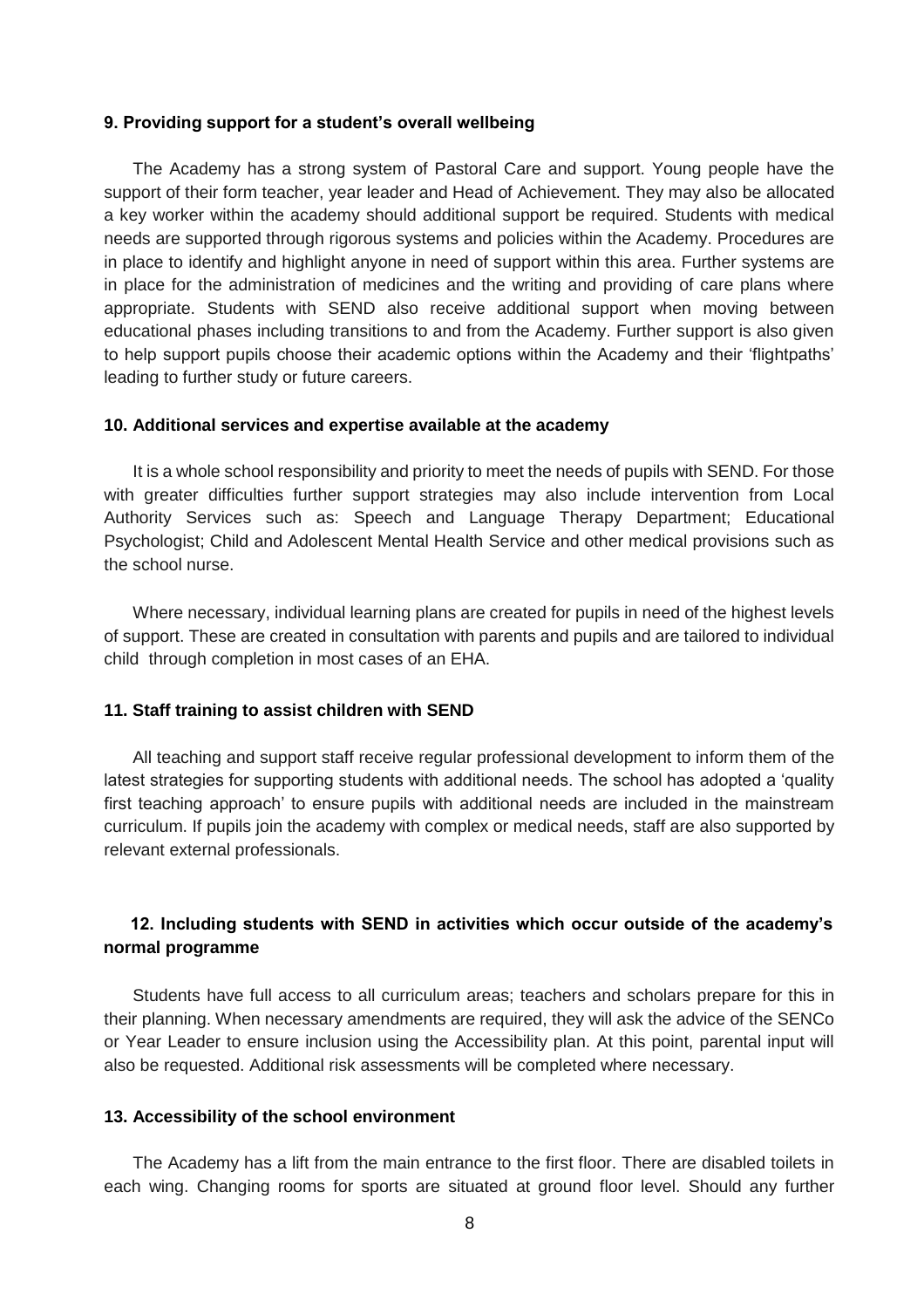### 9. Providing support for a student's overall wellbeing

The Academy has a strong system of Pastoral Care and support. Young people have the support of their form teacher, year leader and Head of Achievement. They may also be allocated a key worker within the academy should additional support be required. Students with medical needs are supported through rigorous systems and policies within the Academy. Procedures are in place to identify and highlight anyone in need of support within this area. Further systems are in place for the administration of medicines and the writing and providing of care plans where appropriate. Students with SEND also receive additional support when moving between educational phases including transitions to and from the Academy. Further support is also given to help support pupils choose their academic options within the Academy and their 'flightpaths' leading to further study or future careers.

### 10. Additional services and expertise available at the academy

It is a whole school responsibility and priority to meet the needs of pupils with SEND. For those with greater difficulties further support strategies may also include intervention from Local Authority Services such as: Speech and Language Therapy Department; Educational Psychologist; Child and Adolescent Mental Health Service and other medical provisions such as the school nurse.

Where necessary, individual learning plans are created for pupils in need of the highest levels of support. These are created in consultation with parents and pupils and are tailored to individual child through completion in most cases of an EHA.

### 11. Staff training to assist children with SEND

All teaching and support staff receive regular professional development to inform them of the latest strategies for supporting students with additional needs. The school has adopted a 'quality first teaching approach' to ensure pupils with additional needs are included in the mainstream curriculum. If pupils join the academy with complex or medical needs, staff are also supported by relevant external professionals.

### 12. Including students with SEND in activities which occur outside of the academy's normal programme

Students have full access to all curriculum areas; teachers and scholars prepare for this in their planning. When necessary amendments are required, they will ask the advice of the SENCo or Year Leader to ensure inclusion using the Accessibility plan. At this point, parental input will also be requested. Additional risk assessments will be completed where necessary.

### 13. Accessibility of the school environment

The Academy has a lift from the main entrance to the first floor. There are disabled toilets in each wing. Changing rooms for sports are situated at ground floor level. Should any further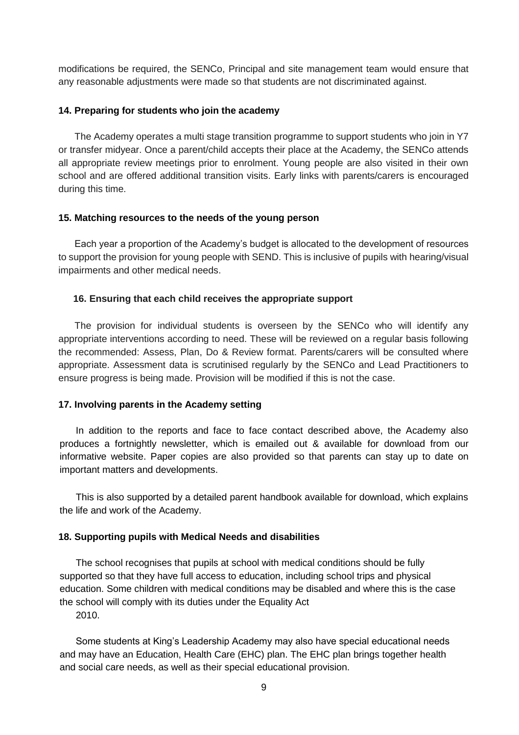modifications be required, the SENCo, Principal and site management team would ensure that any reasonable adjustments were made so that students are not discriminated against.

### 14. Preparing for students who join the academy

The Academy operates a multi stage transition programme to support students who join in Y7 or transfer midyear. Once a parent/child accepts their place at the Academy, the SENCo attends all appropriate review meetings prior to enrolment. Young people are also visited in their own school and are offered additional transition visits. Early links with parents/carers is encouraged during this time.

### 15. Matching resources to the needs of the young person

Each year a proportion of the Academy's budget is allocated to the development of resources to support the provision for young people with SEND. This is inclusive of pupils with hearing/visual impairments and other medical needs.

### 16. Ensuring that each child receives the appropriate support

The provision for individual students is overseen by the SENCo who will identify any appropriate interventions according to need. These will be reviewed on a regular basis following the recommended: Assess, Plan, Do & Review format. Parents/carers will be consulted where appropriate. Assessment data is scrutinised regularly by the SENCo and Lead Practitioners to ensure progress is being made. Provision will be modified if this is not the case.

### 17. Involving parents in the Academy setting

In addition to the reports and face to face contact described above, the Academy also produces a fortnightly newsletter, which is emailed out & available for download from our informative website. Paper copies are also provided so that parents can stay up to date on important matters and developments.

This is also supported by a detailed parent handbook available for download, which explains the life and work of the Academy.

### 18. Supporting pupils with Medical Needs and disabilities

The school recognises that pupils at school with medical conditions should be fully supported so that they have full access to education, including school trips and physical education. Some children with medical conditions may be disabled and where this is the case the school will comply with its duties under the Equality Act 2010.

Some students at King's Leadership Academy may also have special educational needs and may have an Education, Health Care (EHC) plan. The EHC plan brings together health and social care needs, as well as their special educational provision.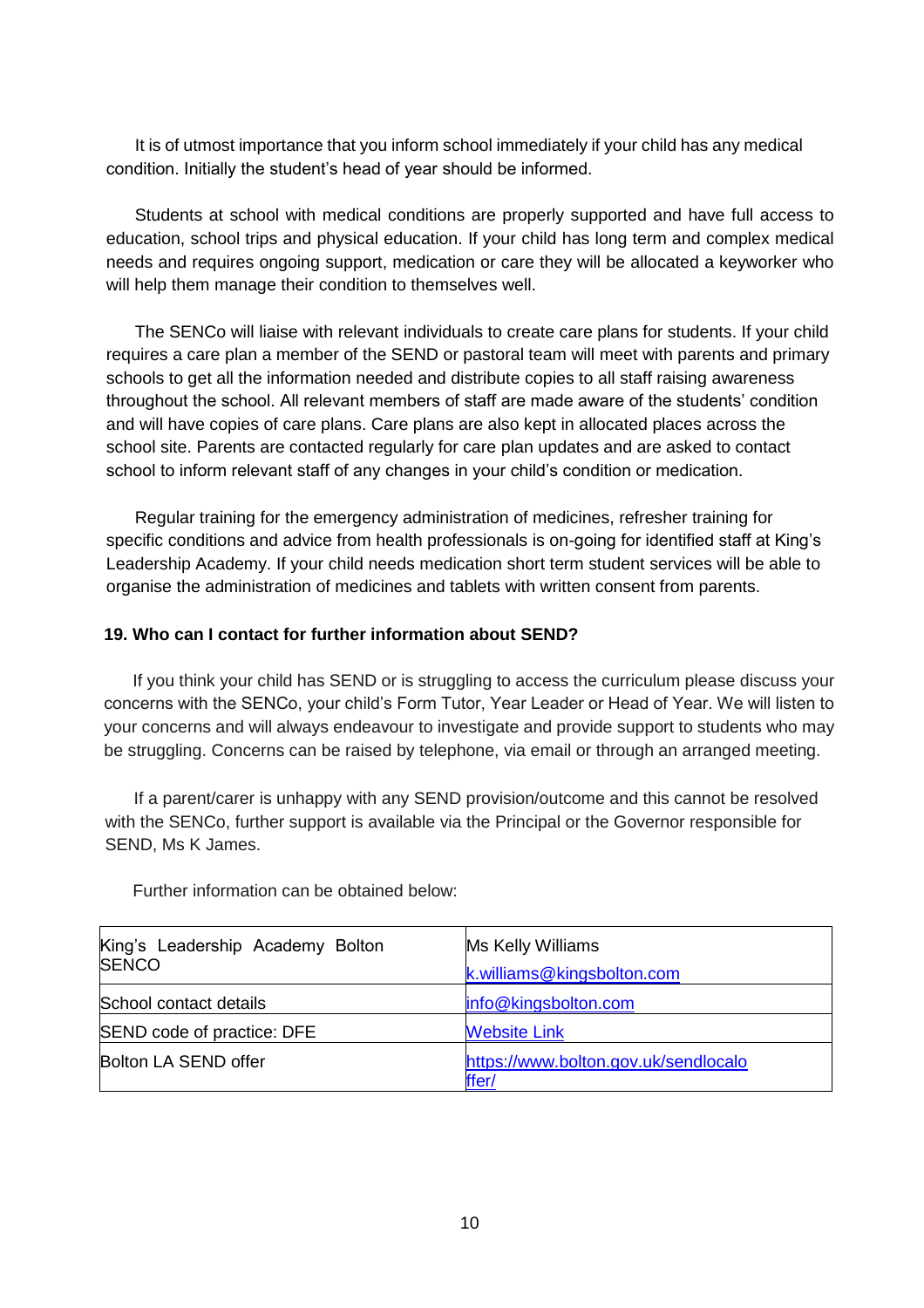It is of utmost importance that you inform school immediately if your child has any medical condition. Initially the student's head of year should be informed.

Students at school with medical conditions are properly supported and have full access to education, school trips and physical education. If your child has long term and complex medical needs and requires ongoing support, medication or care they will be allocated a keyworker who will help them manage their condition to themselves well.

The SENCo will liaise with relevant individuals to create care plans for students. If your child requires a care plan a member of the SEND or pastoral team will meet with parents and primary schools to get all the information needed and distribute copies to all staff raising awareness throughout the school. All relevant members of staff are made aware of the students' condition and will have copies of care plans. Care plans are also kept in allocated places across the school site. Parents are contacted regularly for care plan updates and are asked to contact school to inform relevant staff of any changes in your child's condition or medication.

Regular training for the emergency administration of medicines, refresher training for specific conditions and advice from health professionals is on-going for identified staff at King's Leadership Academy. If your child needs medication short term student services will be able to organise the administration of medicines and tablets with written consent from parents.

**19. Who can I contact for further information about SEND?**

If you think your child has SEND or is struggling to access the curriculum please discuss your concerns with the SENCo, your child's Form Tutor, Year Leader or Head of Year. We will listen to your concerns and will always endeavour to investigate and provide support to students who may be struggling. Concerns can be raised by telephone, via email or through an arranged meeting.

If a parent/carer is unhappy with any SEND provision/outcome and this cannot be resolved with the SENCo, further support is available via the Principal or the Governor responsible for SEND, Ms K James.

Further information can be obtained below:

| King's Leadership Academy Bolton SENCO | Ms Kelly Williams<br>k.williams@kingsbolton.com |
|---|---|
| School contact details | info@kingsbolton.com |
| SEND code of practice: DFE | Website Link |
| Bolton LA SEND offer | https://www.bolton.gov.uk/sendlocaloffer/ |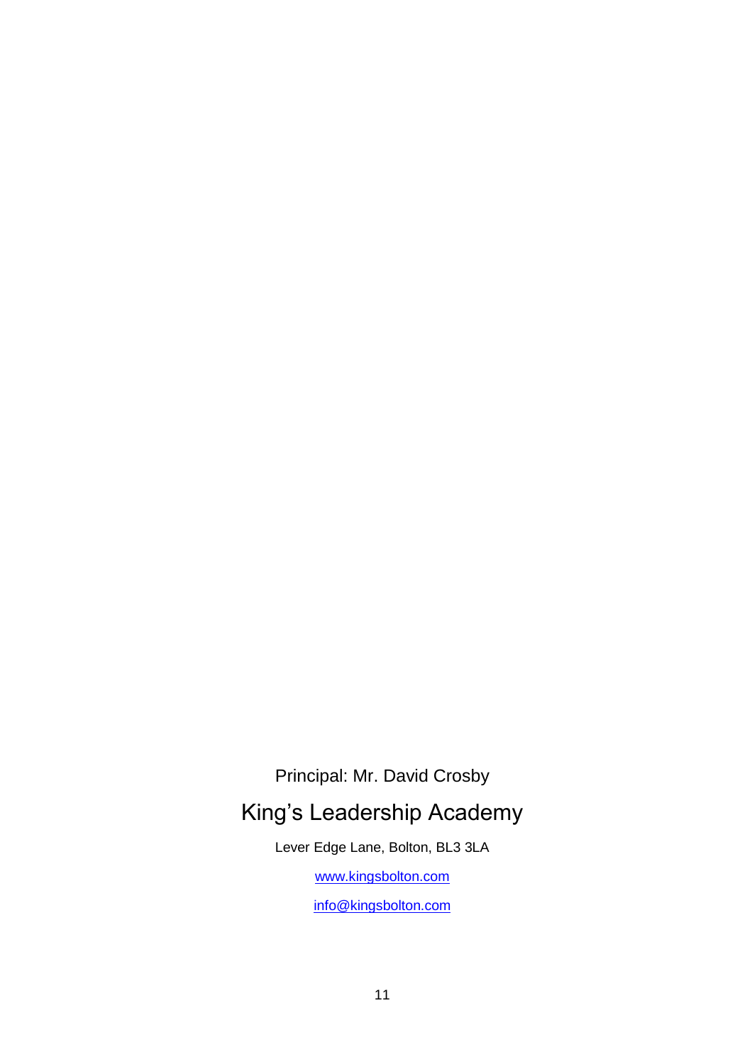Principal: Mr. David Crosby

King’s Leadership Academy

Lever Edge Lane, Bolton, BL3 3LA

www.kingsbolton.com

info@kingsbolton.com